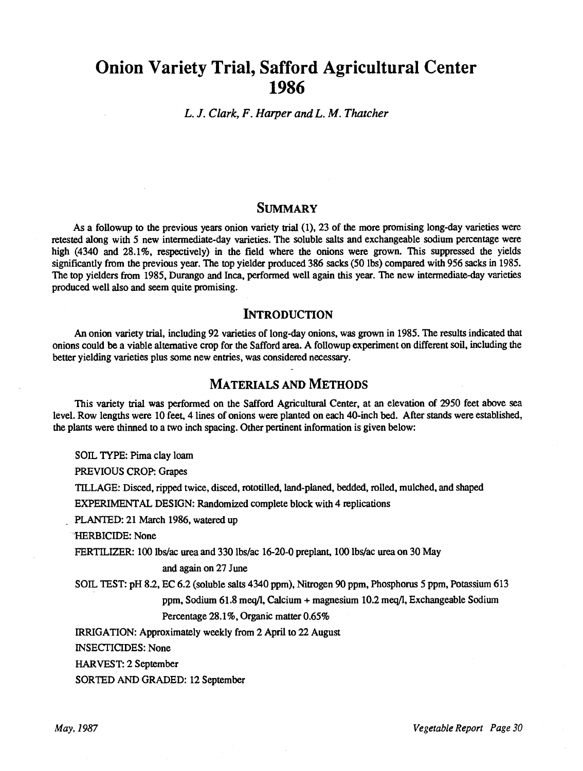# Onion Variety Trial, Safford Agricultural Center 1986

*L. J. Clark, F. Harper and L. M. Thatcher*

## Summary

As a followup to the previous years onion variety trial (1), 23 of the more promising long-day varieties were retested along with 5 new intermediate-day varieties. The soluble salts and exchangeable sodium percentage were high (4340 and 28.1%, respectively) in the field where the onions were grown. This suppressed the yields significantly from the previous year. The top yielder produced 386 sacks (50 lbs) compared with 956 sacks in 1985. The top yielders from 1985, Durango and Inca, performed well again this year. The new intermediate-day varieties produced well also and seem quite promising.

## Introduction

An onion variety trial, including 92 varieties of long-day onions, was grown in 1985. The results indicated that onions could be a viable alternative crop for the Safford area. A followup experiment on different soil, including the better yielding varieties plus some new entries, was considered necessary.

## Materials and Methods

This variety trial was performed on the Safford Agricultural Center, at an elevation of 2950 feet above sea level. Row lengths were 10 feet, 4 lines of onions were planted on each 40-inch bed. After stands were established, the plants were thinned to a two inch spacing. Other pertinent information is given below:

SOIL TYPE: Pima clay loam

PREVIOUS CROP: Grapes

TILLAGE: Disced, ripped twice, disced, rototilled, land-planed, bedded, rolled, mulched, and shaped

EXPERIMENTAL DESIGN: Randomized complete block with 4 replications

PLANTED: 21 March 1986, watered up

HERBICIDE: None

FERTILIZER: 100 lbs/ac urea and 330 lbs/ac 16-20-0 preplant, 100 lbs/ac urea on 30 May and again on 27 June

SOIL TEST: pH 8.2, EC 6.2 (soluble salts 4340 ppm), Nitrogen 90 ppm, Phosphorus 5 ppm, Potassium 613 ppm, Sodium 61.8 meq/l, Calcium + magnesium 10.2 meq/l, Exchangeable Sodium Percentage 28.1%, Organic matter 0.65%

IRRIGATION: Approximately weekly from 2 April to 22 August

INSECTICIDES: None

HARVEST: 2 September

SORTED AND GRADED: 12 September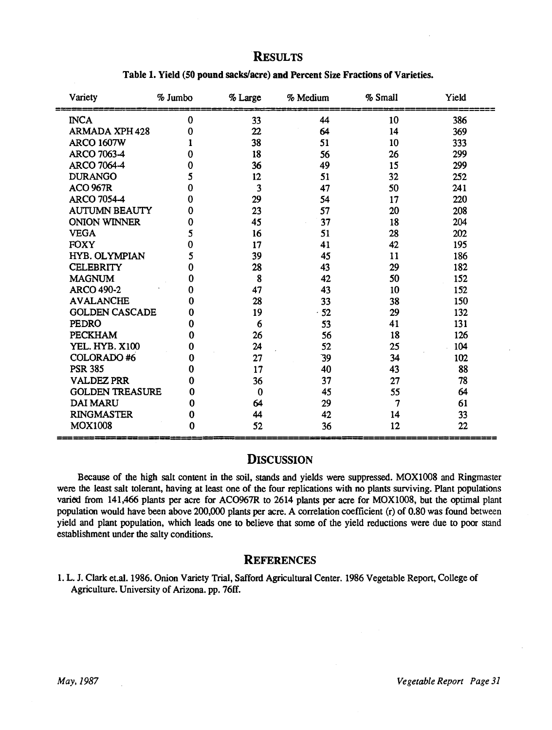## Results

**Table 1. Yield (50 pound sacks/acre) and Percent Size Fractions of Varieties.**

| Variety | % Jumbo | % Large | % Medium | % Small | Yield |
|---|---|---|---|---|---|
| INCA | 0 | 33 | 44 | 10 | 386 |
| ARMADA XPH 428 | 0 | 22 | 64 | 14 | 369 |
| ARCO 1607W | 1 | 38 | 51 | 10 | 333 |
| ARCO 7063-4 | 0 | 18 | 56 | 26 | 299 |
| ARCO 7064-4 | 0 | 36 | 49 | 15 | 299 |
| DURANGO | 5 | 12 | 51 | 32 | 252 |
| ACO 967R | 0 | 3 | 47 | 50 | 241 |
| ARCO 7054-4 | 0 | 29 | 54 | 17 | 220 |
| AUTUMN BEAUTY | 0 | 23 | 57 | 20 | 208 |
| ONION WINNER | 0 | 45 | 37 | 18 | 204 |
| VEGA | 5 | 16 | 51 | 28 | 202 |
| FOXY | 0 | 17 | 41 | 42 | 195 |
| HYB. OLYMPIAN | 5 | 39 | 45 | 11 | 186 |
| CELEBRITY | 0 | 28 | 43 | 29 | 182 |
| MAGNUM | 0 | 8 | 42 | 50 | 152 |
| ARCO 490-2 | 0 | 47 | 43 | 10 | 152 |
| AVALANCHE | 0 | 28 | 33 | 38 | 150 |
| GOLDEN CASCADE | 0 | 19 | 52 | 29 | 132 |
| PEDRO | 0 | 6 | 53 | 41 | 131 |
| PECKHAM | 0 | 26 | 56 | 18 | 126 |
| YEL. HYB. X100 | 0 | 24 | 52 | 25 | 104 |
| COLORADO #6 | 0 | 27 | 39 | 34 | 102 |
| PSR 385 | 0 | 17 | 40 | 43 | 88 |
| VALDEZ PRR | 0 | 36 | 37 | 27 | 78 |
| GOLDEN TREASURE | 0 | 0 | 45 | 55 | 64 |
| DAI MARU | 0 | 64 | 29 | 7 | 61 |
| RINGMASTER | 0 | 44 | 42 | 14 | 33 |
| MOX1008 | 0 | 52 | 36 | 12 | 22 |

## Discussion

Because of the high salt content in the soil, stands and yields were suppressed. MOX1008 and Ringmaster were the least salt tolerant, having at least one of the four replications with no plants surviving. Plant populations varied from 141,466 plants per acre for ACO967R to 2614 plants per acre for MOX1008, but the optimal plant population would have been above 200,000 plants per acre. A correlation coefficient (r) of 0.80 was found between yield and plant population, which leads one to believe that some of the yield reductions were due to poor stand establishment under the salty conditions.

## References

1. L. J. Clark et.al. 1986. Onion Variety Trial, Safford Agricultural Center. 1986 Vegetable Report, College of Agriculture. University of Arizona. pp. 76ff.